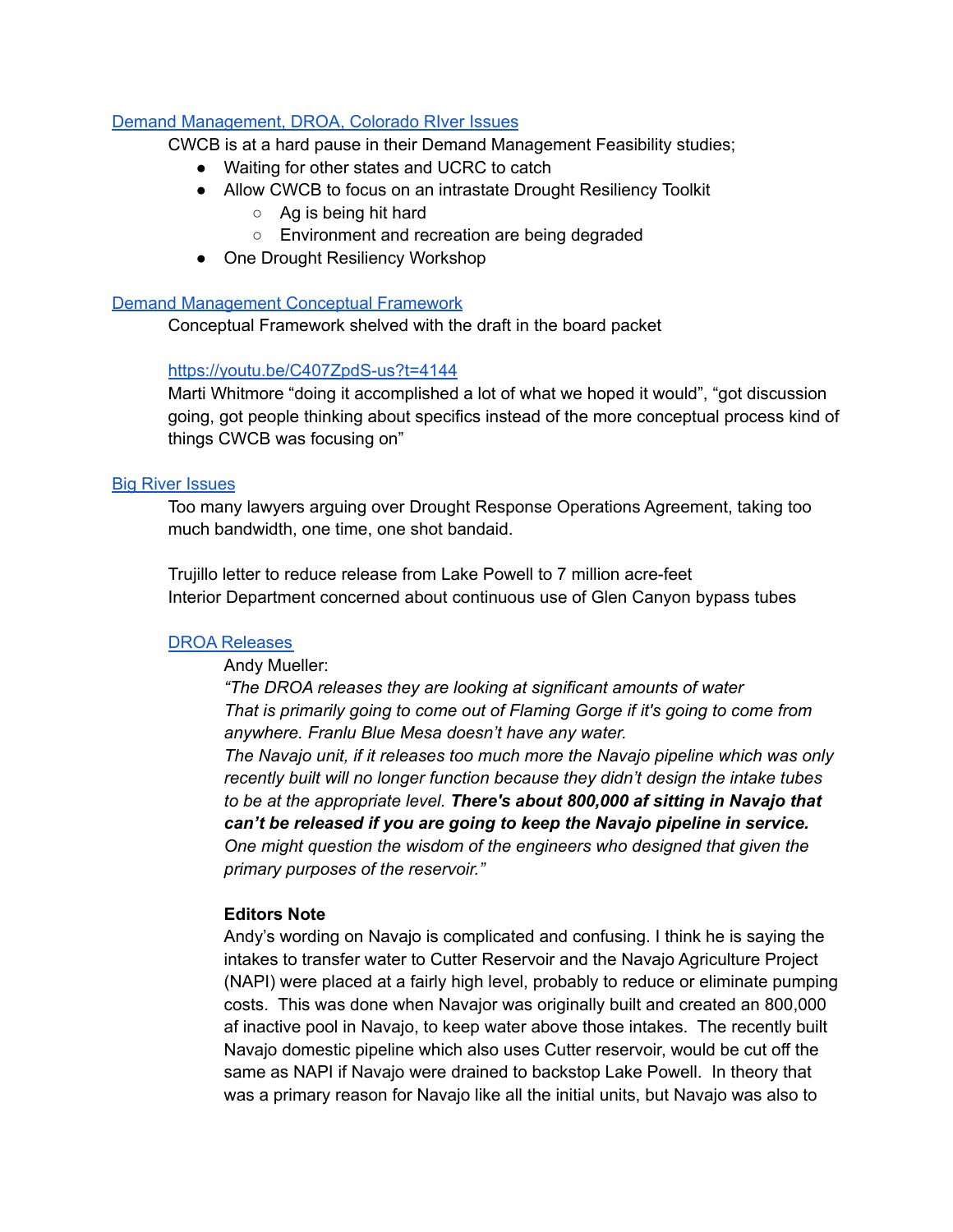[Demand Management, DROA, Colorado RIver Issues](#)

CWCB is at a hard pause in their Demand Management Feasibility studies;

- Waiting for other states and UCRC to catch
- Allow CWCB to focus on an intrastate Drought Resiliency Toolkit
  - Ag is being hit hard
  - Environment and recreation are being degraded
- One Drought Resiliency Workshop

[Demand Management Conceptual Framework](#)

Conceptual Framework shelved with the draft in the board packet

[https://youtu.be/C407ZpdS-us?t=4144](https://youtu.be/C407ZpdS-us?t=4144)

Marti Whitmore "doing it accomplished a lot of what we hoped it would", "got discussion going, got people thinking about specifics instead of the more conceptual process kind of things CWCB was focusing on"

[Big River Issues](#)

Too many lawyers arguing over Drought Response Operations Agreement, taking too much bandwidth, one time, one shot bandaid.

Trujillo letter to reduce release from Lake Powell to 7 million acre-feet
Interior Department concerned about continuous use of Glen Canyon bypass tubes

[DROA Releases](#)

Andy Mueller:

*"The DROA releases they are looking at significant amounts of water*
*That is primarily going to come out of Flaming Gorge if it's going to come from anywhere. Franlu Blue Mesa doesn't have any water.*
*The Navajo unit, if it releases too much more the Navajo pipeline which was only recently built will no longer function because they didn't design the intake tubes to be at the appropriate level.* ***There's about 800,000 af sitting in Navajo that can't be released if you are going to keep the Navajo pipeline in service.*** *One might question the wisdom of the engineers who designed that given the primary purposes of the reservoir."*

**Editors Note**

Andy's wording on Navajo is complicated and confusing. I think he is saying the intakes to transfer water to Cutter Reservoir and the Navajo Agriculture Project (NAPI) were placed at a fairly high level, probably to reduce or eliminate pumping costs. This was done when Navajor was originally built and created an 800,000 af inactive pool in Navajo, to keep water above those intakes. The recently built Navajo domestic pipeline which also uses Cutter reservoir, would be cut off the same as NAPI if Navajo were drained to backstop Lake Powell. In theory that was a primary reason for Navajo like all the initial units, but Navajo was also to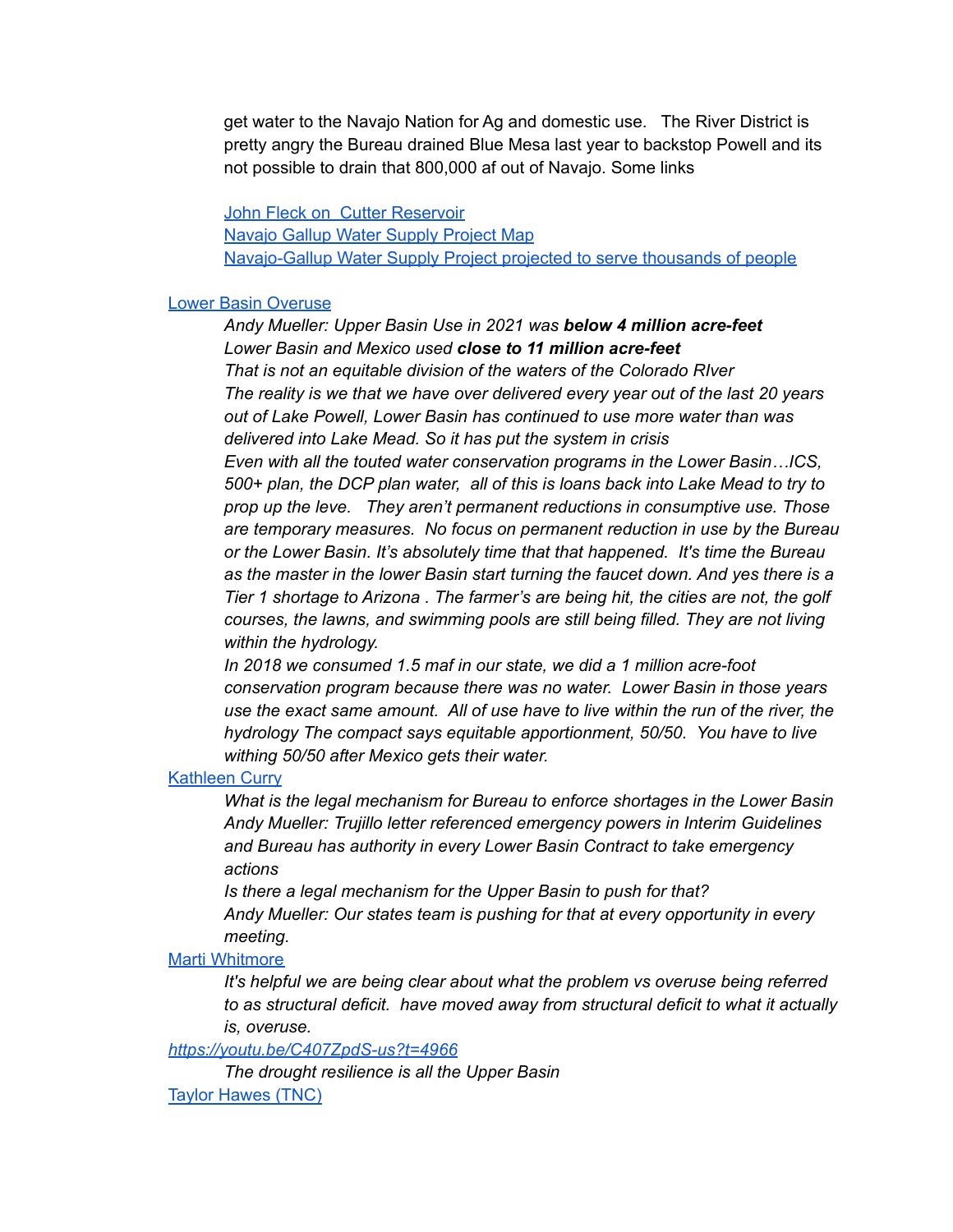get water to the Navajo Nation for Ag and domestic use.   The River District is pretty angry the Bureau drained Blue Mesa last year to backstop Powell and its not possible to drain that 800,000 af out of Navajo. Some links

John Fleck on  Cutter Reservoir
Navajo Gallup Water Supply Project Map
Navajo-Gallup Water Supply Project projected to serve thousands of people

Lower Basin Overuse

*Andy Mueller: Upper Basin Use in 2021 was **below 4 million acre-feet***
*Lower Basin and Mexico used **close to 11 million acre-feet***
*That is not an equitable division of the waters of the Colorado RIver*
*The reality is we that we have over delivered every year out of the last 20 years out of Lake Powell, Lower Basin has continued to use more water than was delivered into Lake Mead. So it has put the system in crisis*
*Even with all the touted water conservation programs in the Lower Basin…ICS, 500+ plan, the DCP plan water,  all of this is loans back into Lake Mead to try to prop up the leve.   They aren't permanent reductions in consumptive use. Those are temporary measures.  No focus on permanent reduction in use by the Bureau or the Lower Basin. It's absolutely time that that happened.  It's time the Bureau as the master in the lower Basin start turning the faucet down. And yes there is a Tier 1 shortage to Arizona . The farmer's are being hit, the cities are not, the golf courses, the lawns, and swimming pools are still being filled. They are not living within the hydrology.*
*In 2018 we consumed 1.5 maf in our state, we did a 1 million acre-foot conservation program because there was no water.  Lower Basin in those years use the exact same amount.  All of use have to live within the run of the river, the hydrology The compact says equitable apportionment, 50/50.  You have to live withing 50/50 after Mexico gets their water.*

Kathleen Curry

*What is the legal mechanism for Bureau to enforce shortages in the Lower Basin*
*Andy Mueller: Trujillo letter referenced emergency powers in Interim Guidelines and Bureau has authority in every Lower Basin Contract to take emergency actions*
*Is there a legal mechanism for the Upper Basin to push for that?*
*Andy Mueller: Our states team is pushing for that at every opportunity in every meeting.*

Marti Whitmore

*It's helpful we are being clear about what the problem vs overuse being referred to as structural deficit.  have moved away from structural deficit to what it actually is, overuse.*

*https://youtu.be/C407ZpdS-us?t=4966*

*The drought resilience is all the Upper Basin*

Taylor Hawes (TNC)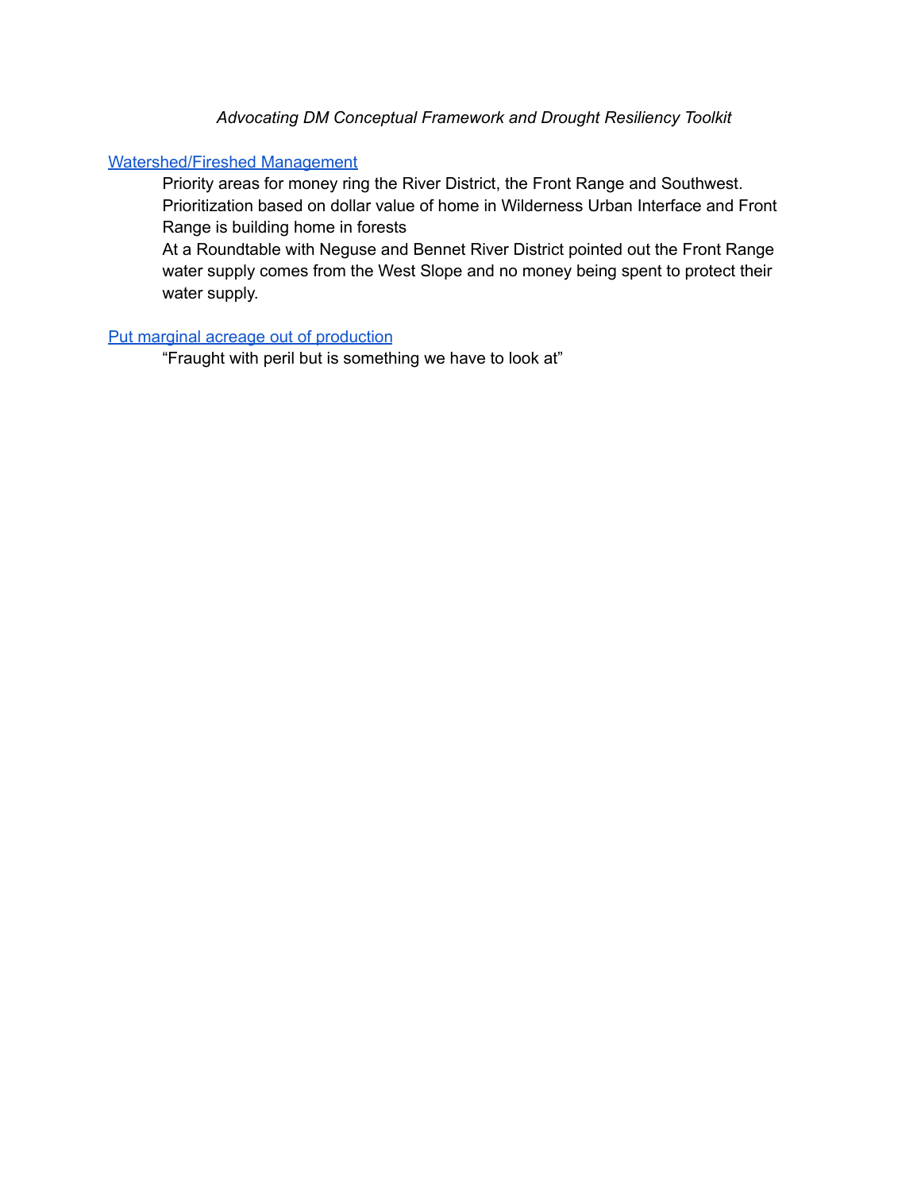*Advocating DM Conceptual Framework and Drought Resiliency Toolkit*

Watershed/Fireshed Management

Priority areas for money ring the River District, the Front Range and Southwest. Prioritization based on dollar value of home in Wilderness Urban Interface and Front Range is building home in forests

At a Roundtable with Neguse and Bennet River District pointed out the Front Range water supply comes from the West Slope and no money being spent to protect their water supply.

Put marginal acreage out of production

“Fraught with peril but is something we have to look at”